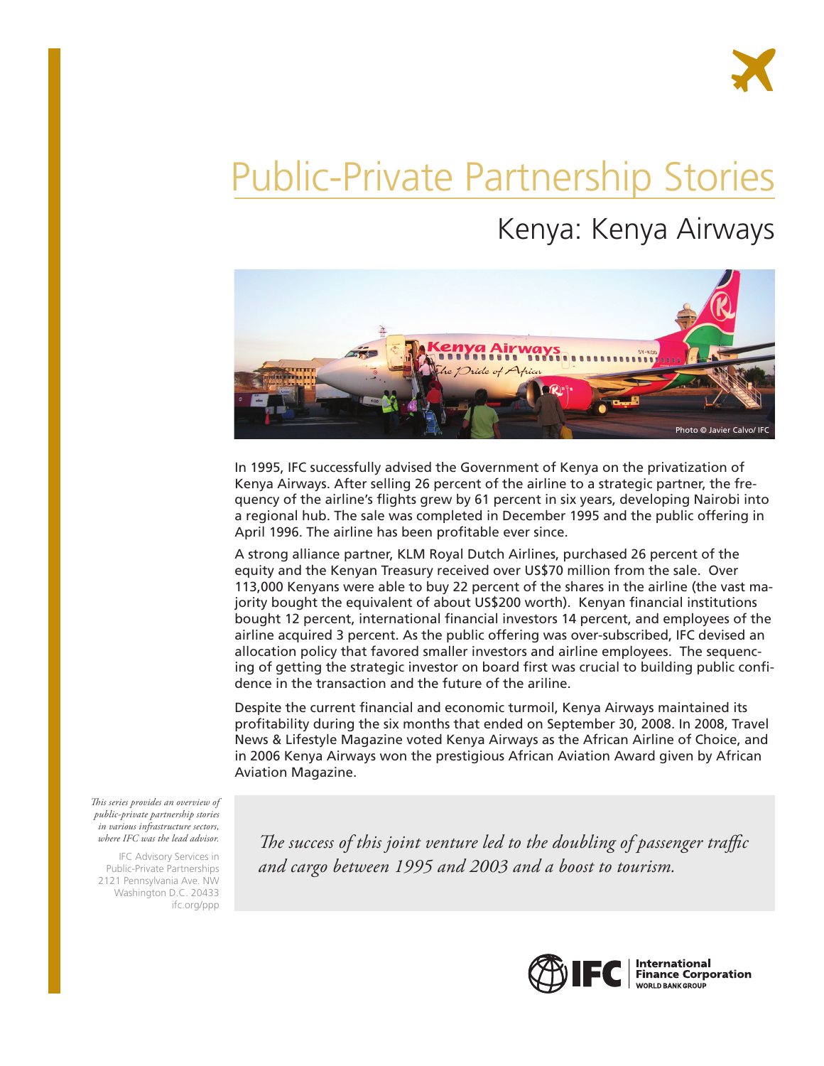# Public-Private Partnership Stories

## Kenya: Kenya Airways

Photo © Javier Calvo/ IFC

In 1995, IFC successfully advised the Government of Kenya on the privatization of Kenya Airways. After selling 26 percent of the airline to a strategic partner, the frequency of the airline's flights grew by 61 percent in six years, developing Nairobi into a regional hub. The sale was completed in December 1995 and the public offering in April 1996. The airline has been profitable ever since.

A strong alliance partner, KLM Royal Dutch Airlines, purchased 26 percent of the equity and the Kenyan Treasury received over US$70 million from the sale. Over 113,000 Kenyans were able to buy 22 percent of the shares in the airline (the vast majority bought the equivalent of about US$200 worth). Kenyan financial institutions bought 12 percent, international financial investors 14 percent, and employees of the airline acquired 3 percent. As the public offering was over-subscribed, IFC devised an allocation policy that favored smaller investors and airline employees. The sequencing of getting the strategic investor on board first was crucial to building public confidence in the transaction and the future of the ariline.

Despite the current financial and economic turmoil, Kenya Airways maintained its profitability during the six months that ended on September 30, 2008. In 2008, Travel News & Lifestyle Magazine voted Kenya Airways as the African Airline of Choice, and in 2006 Kenya Airways won the prestigious African Aviation Award given by African Aviation Magazine.

*This series provides an overview of public-private partnership stories in various infrastructure sectors, where IFC was the lead advisor.*

IFC Advisory Services in Public-Private Partnerships
2121 Pennsylvania Ave. NW
Washington D.C. 20433
ifc.org/ppp

*The success of this joint venture led to the doubling of passenger traffic and cargo between 1995 and 2003 and a boost to tourism.*

IFC | International Finance Corporation
WORLD BANK GROUP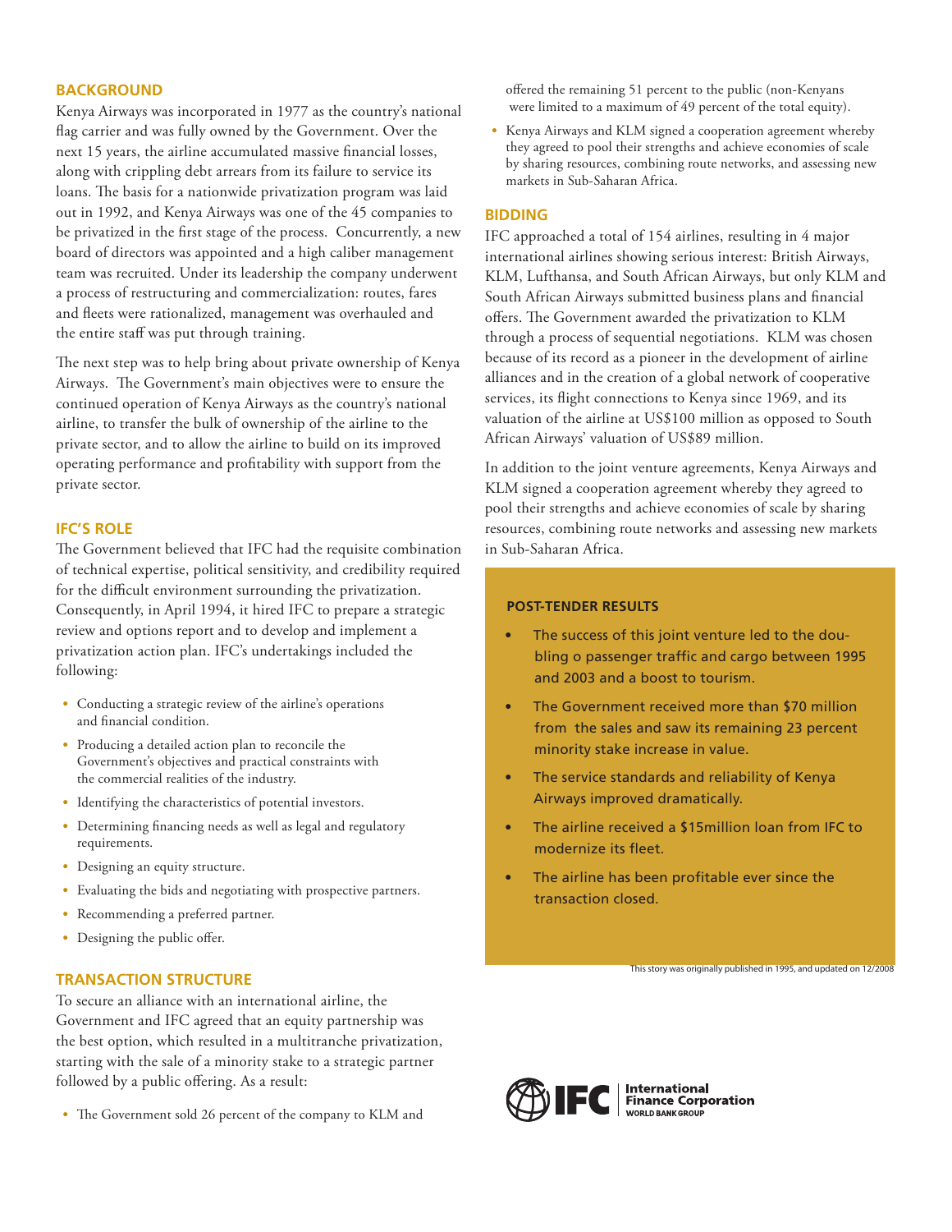## BACKGROUND

Kenya Airways was incorporated in 1977 as the country's national flag carrier and was fully owned by the Government. Over the next 15 years, the airline accumulated massive financial losses, along with crippling debt arrears from its failure to service its loans. The basis for a nationwide privatization program was laid out in 1992, and Kenya Airways was one of the 45 companies to be privatized in the first stage of the process. Concurrently, a new board of directors was appointed and a high caliber management team was recruited. Under its leadership the company underwent a process of restructuring and commercialization: routes, fares and fleets were rationalized, management was overhauled and the entire staff was put through training.

The next step was to help bring about private ownership of Kenya Airways. The Government's main objectives were to ensure the continued operation of Kenya Airways as the country's national airline, to transfer the bulk of ownership of the airline to the private sector, and to allow the airline to build on its improved operating performance and profitability with support from the private sector.

## IFC'S ROLE

The Government believed that IFC had the requisite combination of technical expertise, political sensitivity, and credibility required for the difficult environment surrounding the privatization. Consequently, in April 1994, it hired IFC to prepare a strategic review and options report and to develop and implement a privatization action plan. IFC's undertakings included the following:

- Conducting a strategic review of the airline's operations and financial condition.
- Producing a detailed action plan to reconcile the Government's objectives and practical constraints with the commercial realities of the industry.
- Identifying the characteristics of potential investors.
- Determining financing needs as well as legal and regulatory requirements.
- Designing an equity structure.
- Evaluating the bids and negotiating with prospective partners.
- Recommending a preferred partner.
- Designing the public offer.

## TRANSACTION STRUCTURE

To secure an alliance with an international airline, the Government and IFC agreed that an equity partnership was the best option, which resulted in a multitranche privatization, starting with the sale of a minority stake to a strategic partner followed by a public offering. As a result:

- The Government sold 26 percent of the company to KLM and offered the remaining 51 percent to the public (non-Kenyans were limited to a maximum of 49 percent of the total equity).
- Kenya Airways and KLM signed a cooperation agreement whereby they agreed to pool their strengths and achieve economies of scale by sharing resources, combining route networks, and assessing new markets in Sub-Saharan Africa.

## BIDDING

IFC approached a total of 154 airlines, resulting in 4 major international airlines showing serious interest: British Airways, KLM, Lufthansa, and South African Airways, but only KLM and South African Airways submitted business plans and financial offers. The Government awarded the privatization to KLM through a process of sequential negotiations. KLM was chosen because of its record as a pioneer in the development of airline alliances and in the creation of a global network of cooperative services, its flight connections to Kenya since 1969, and its valuation of the airline at US$100 million as opposed to South African Airways' valuation of US$89 million.

In addition to the joint venture agreements, Kenya Airways and KLM signed a cooperation agreement whereby they agreed to pool their strengths and achieve economies of scale by sharing resources, combining route networks and assessing new markets in Sub-Saharan Africa.

### POST-TENDER RESULTS

- The success of this joint venture led to the doubling o passenger traffic and cargo between 1995 and 2003 and a boost to tourism.
- The Government received more than $70 million from the sales and saw its remaining 23 percent minority stake increase in value.
- The service standards and reliability of Kenya Airways improved dramatically.
- The airline received a $15million loan from IFC to modernize its fleet.
- The airline has been profitable ever since the transaction closed.

This story was originally published in 1995, and updated on 12/2008

IFC | International Finance Corporation
WORLD BANK GROUP